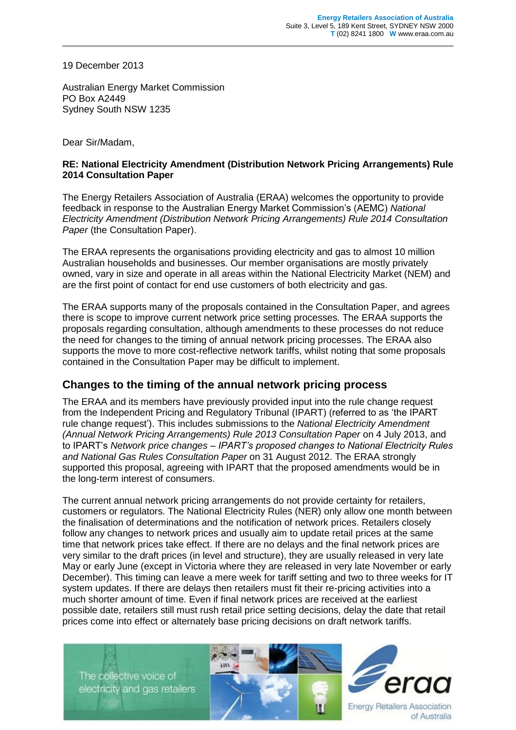**Energy Retailers Association of Australia**
Suite 3, Level 5, 189 Kent Street, SYDNEY NSW 2000
**T** (02) 8241 1800 **W** www.eraa.com.au

19 December 2013

Australian Energy Market Commission
PO Box A2449
Sydney South NSW 1235

Dear Sir/Madam,

**RE: National Electricity Amendment (Distribution Network Pricing Arrangements) Rule 2014 Consultation Paper**

The Energy Retailers Association of Australia (ERAA) welcomes the opportunity to provide feedback in response to the Australian Energy Market Commission's (AEMC) *National Electricity Amendment (Distribution Network Pricing Arrangements) Rule 2014 Consultation Paper* (the Consultation Paper).

The ERAA represents the organisations providing electricity and gas to almost 10 million Australian households and businesses. Our member organisations are mostly privately owned, vary in size and operate in all areas within the National Electricity Market (NEM) and are the first point of contact for end use customers of both electricity and gas.

The ERAA supports many of the proposals contained in the Consultation Paper, and agrees there is scope to improve current network price setting processes. The ERAA supports the proposals regarding consultation, although amendments to these processes do not reduce the need for changes to the timing of annual network pricing processes. The ERAA also supports the move to more cost-reflective network tariffs, whilst noting that some proposals contained in the Consultation Paper may be difficult to implement.

## Changes to the timing of the annual network pricing process

The ERAA and its members have previously provided input into the rule change request from the Independent Pricing and Regulatory Tribunal (IPART) (referred to as 'the IPART rule change request'). This includes submissions to the *National Electricity Amendment (Annual Network Pricing Arrangements) Rule 2013 Consultation Paper* on 4 July 2013, and to IPART's *Network price changes – IPART's proposed changes to National Electricity Rules and National Gas Rules Consultation Paper* on 31 August 2012. The ERAA strongly supported this proposal, agreeing with IPART that the proposed amendments would be in the long-term interest of consumers.

The current annual network pricing arrangements do not provide certainty for retailers, customers or regulators. The National Electricity Rules (NER) only allow one month between the finalisation of determinations and the notification of network prices. Retailers closely follow any changes to network prices and usually aim to update retail prices at the same time that network prices take effect. If there are no delays and the final network prices are very similar to the draft prices (in level and structure), they are usually released in very late May or early June (except in Victoria where they are released in very late November or early December). This timing can leave a mere week for tariff setting and two to three weeks for IT system updates. If there are delays then retailers must fit their re-pricing activities into a much shorter amount of time. Even if final network prices are received at the earliest possible date, retailers still must rush retail price setting decisions, delay the date that retail prices come into effect or alternately base pricing decisions on draft network tariffs.

The collective voice of electricity and gas retailers

eraa Energy Retailers Association of Australia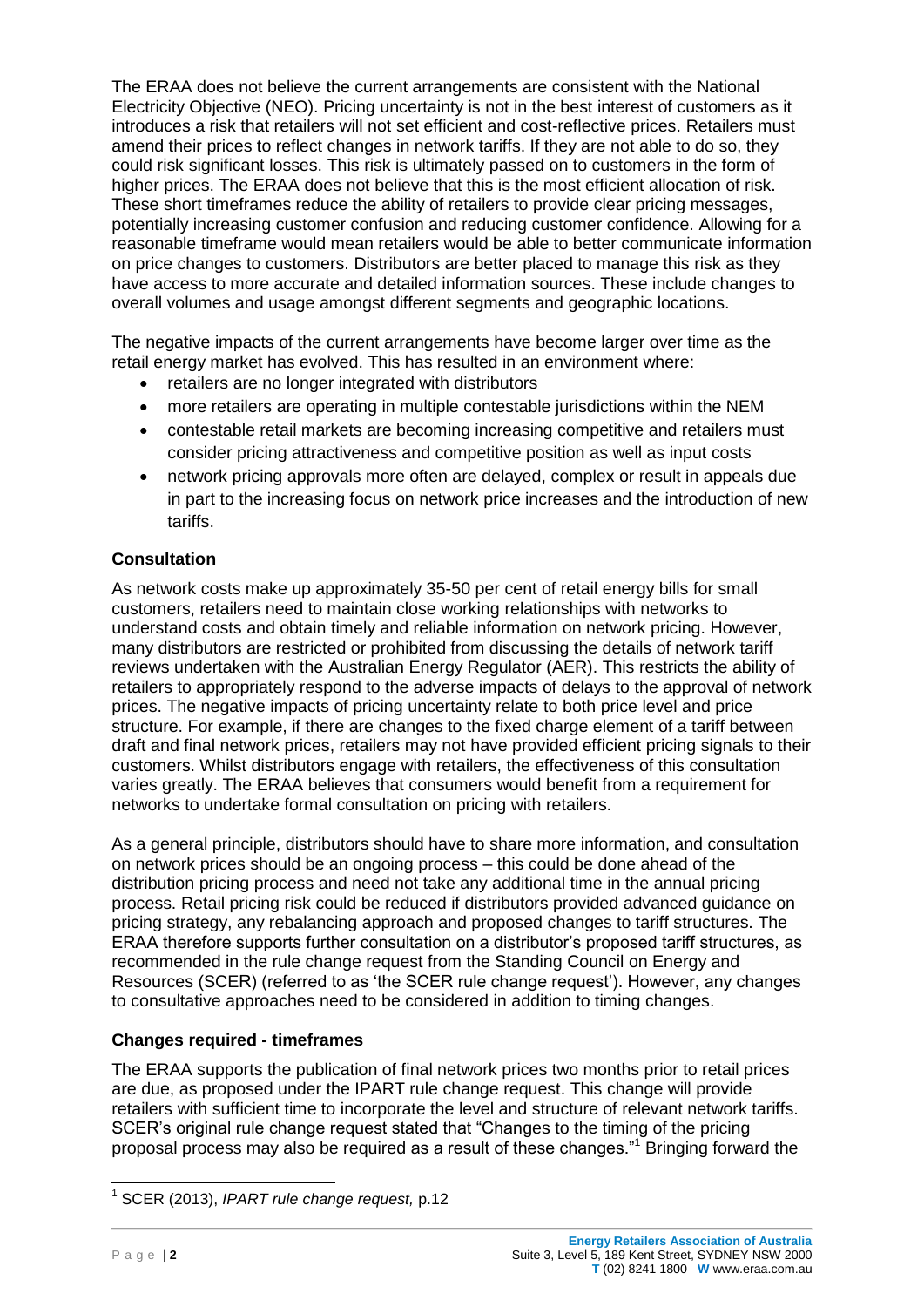The ERAA does not believe the current arrangements are consistent with the National Electricity Objective (NEO). Pricing uncertainty is not in the best interest of customers as it introduces a risk that retailers will not set efficient and cost-reflective prices. Retailers must amend their prices to reflect changes in network tariffs. If they are not able to do so, they could risk significant losses. This risk is ultimately passed on to customers in the form of higher prices. The ERAA does not believe that this is the most efficient allocation of risk. These short timeframes reduce the ability of retailers to provide clear pricing messages, potentially increasing customer confusion and reducing customer confidence. Allowing for a reasonable timeframe would mean retailers would be able to better communicate information on price changes to customers. Distributors are better placed to manage this risk as they have access to more accurate and detailed information sources. These include changes to overall volumes and usage amongst different segments and geographic locations.

The negative impacts of the current arrangements have become larger over time as the retail energy market has evolved. This has resulted in an environment where:

- retailers are no longer integrated with distributors
- more retailers are operating in multiple contestable jurisdictions within the NEM
- contestable retail markets are becoming increasing competitive and retailers must consider pricing attractiveness and competitive position as well as input costs
- network pricing approvals more often are delayed, complex or result in appeals due in part to the increasing focus on network price increases and the introduction of new tariffs.

**Consultation**

As network costs make up approximately 35-50 per cent of retail energy bills for small customers, retailers need to maintain close working relationships with networks to understand costs and obtain timely and reliable information on network pricing. However, many distributors are restricted or prohibited from discussing the details of network tariff reviews undertaken with the Australian Energy Regulator (AER). This restricts the ability of retailers to appropriately respond to the adverse impacts of delays to the approval of network prices. The negative impacts of pricing uncertainty relate to both price level and price structure. For example, if there are changes to the fixed charge element of a tariff between draft and final network prices, retailers may not have provided efficient pricing signals to their customers. Whilst distributors engage with retailers, the effectiveness of this consultation varies greatly. The ERAA believes that consumers would benefit from a requirement for networks to undertake formal consultation on pricing with retailers.

As a general principle, distributors should have to share more information, and consultation on network prices should be an ongoing process – this could be done ahead of the distribution pricing process and need not take any additional time in the annual pricing process. Retail pricing risk could be reduced if distributors provided advanced guidance on pricing strategy, any rebalancing approach and proposed changes to tariff structures. The ERAA therefore supports further consultation on a distributor's proposed tariff structures, as recommended in the rule change request from the Standing Council on Energy and Resources (SCER) (referred to as 'the SCER rule change request'). However, any changes to consultative approaches need to be considered in addition to timing changes.

**Changes required - timeframes**

The ERAA supports the publication of final network prices two months prior to retail prices are due, as proposed under the IPART rule change request. This change will provide retailers with sufficient time to incorporate the level and structure of relevant network tariffs. SCER's original rule change request stated that "Changes to the timing of the pricing proposal process may also be required as a result of these changes."[1] Bringing forward the

[1] SCER (2013), *IPART rule change request,* p.12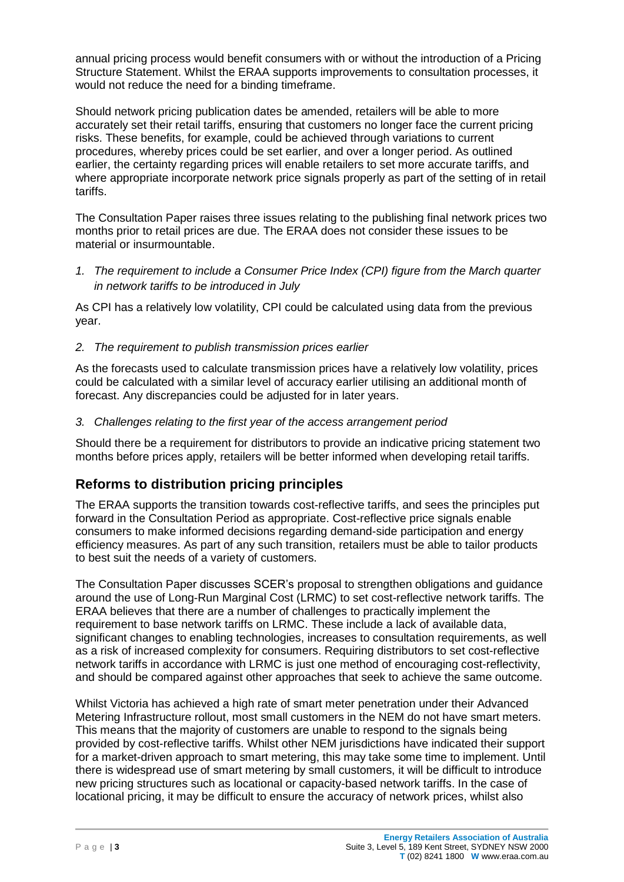annual pricing process would benefit consumers with or without the introduction of a Pricing Structure Statement. Whilst the ERAA supports improvements to consultation processes, it would not reduce the need for a binding timeframe.

Should network pricing publication dates be amended, retailers will be able to more accurately set their retail tariffs, ensuring that customers no longer face the current pricing risks. These benefits, for example, could be achieved through variations to current procedures, whereby prices could be set earlier, and over a longer period. As outlined earlier, the certainty regarding prices will enable retailers to set more accurate tariffs, and where appropriate incorporate network price signals properly as part of the setting of in retail tariffs.

The Consultation Paper raises three issues relating to the publishing final network prices two months prior to retail prices are due. The ERAA does not consider these issues to be material or insurmountable.

1. *The requirement to include a Consumer Price Index (CPI) figure from the March quarter in network tariffs to be introduced in July*

As CPI has a relatively low volatility, CPI could be calculated using data from the previous year.

2. *The requirement to publish transmission prices earlier*

As the forecasts used to calculate transmission prices have a relatively low volatility, prices could be calculated with a similar level of accuracy earlier utilising an additional month of forecast. Any discrepancies could be adjusted for in later years.

3. *Challenges relating to the first year of the access arrangement period*

Should there be a requirement for distributors to provide an indicative pricing statement two months before prices apply, retailers will be better informed when developing retail tariffs.

## Reforms to distribution pricing principles

The ERAA supports the transition towards cost-reflective tariffs, and sees the principles put forward in the Consultation Period as appropriate. Cost-reflective price signals enable consumers to make informed decisions regarding demand-side participation and energy efficiency measures. As part of any such transition, retailers must be able to tailor products to best suit the needs of a variety of customers.

The Consultation Paper discusses SCER's proposal to strengthen obligations and guidance around the use of Long-Run Marginal Cost (LRMC) to set cost-reflective network tariffs. The ERAA believes that there are a number of challenges to practically implement the requirement to base network tariffs on LRMC. These include a lack of available data, significant changes to enabling technologies, increases to consultation requirements, as well as a risk of increased complexity for consumers. Requiring distributors to set cost-reflective network tariffs in accordance with LRMC is just one method of encouraging cost-reflectivity, and should be compared against other approaches that seek to achieve the same outcome.

Whilst Victoria has achieved a high rate of smart meter penetration under their Advanced Metering Infrastructure rollout, most small customers in the NEM do not have smart meters. This means that the majority of customers are unable to respond to the signals being provided by cost-reflective tariffs. Whilst other NEM jurisdictions have indicated their support for a market-driven approach to smart metering, this may take some time to implement. Until there is widespread use of smart metering by small customers, it will be difficult to introduce new pricing structures such as locational or capacity-based network tariffs. In the case of locational pricing, it may be difficult to ensure the accuracy of network prices, whilst also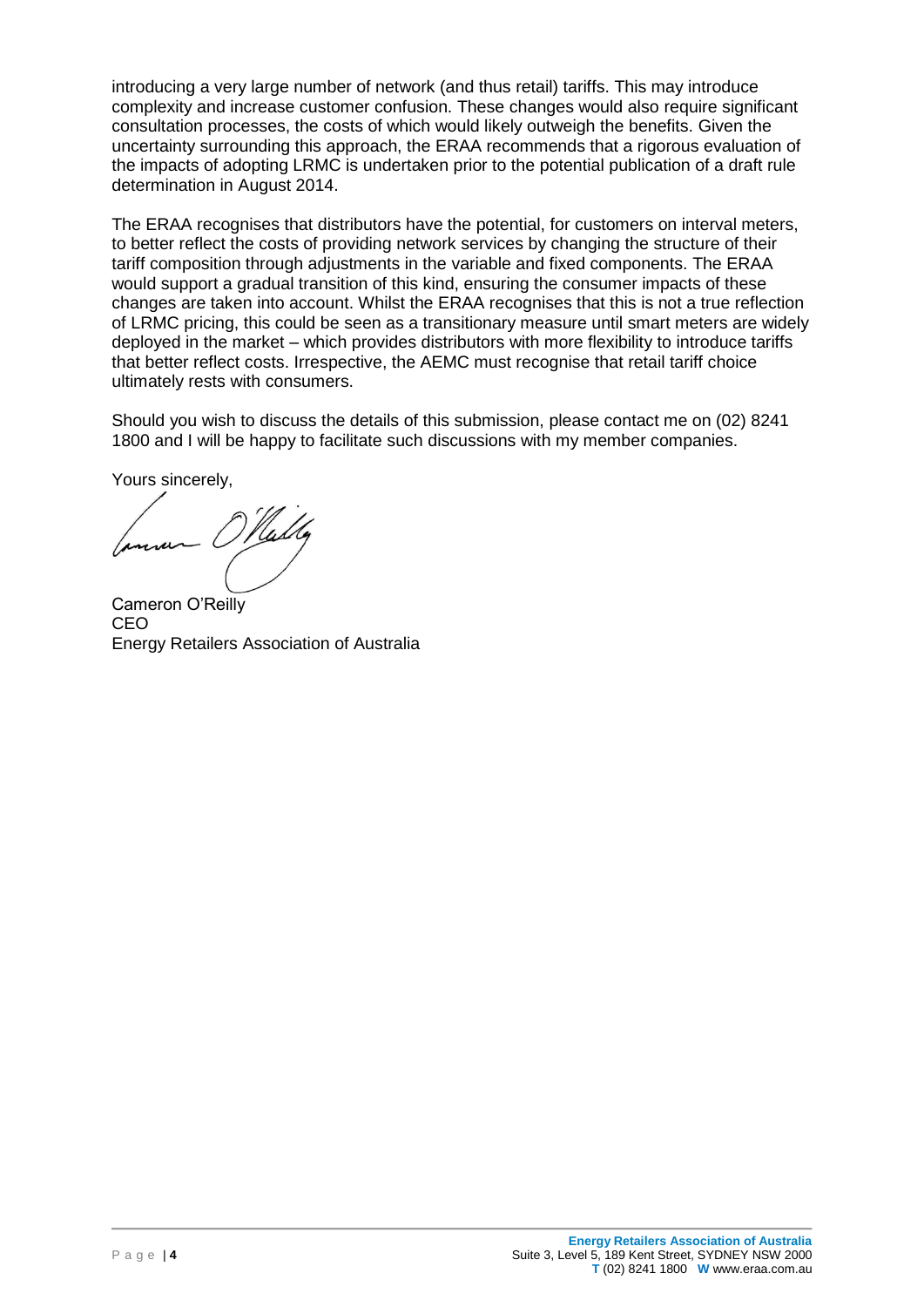introducing a very large number of network (and thus retail) tariffs. This may introduce complexity and increase customer confusion. These changes would also require significant consultation processes, the costs of which would likely outweigh the benefits. Given the uncertainty surrounding this approach, the ERAA recommends that a rigorous evaluation of the impacts of adopting LRMC is undertaken prior to the potential publication of a draft rule determination in August 2014.

The ERAA recognises that distributors have the potential, for customers on interval meters, to better reflect the costs of providing network services by changing the structure of their tariff composition through adjustments in the variable and fixed components. The ERAA would support a gradual transition of this kind, ensuring the consumer impacts of these changes are taken into account. Whilst the ERAA recognises that this is not a true reflection of LRMC pricing, this could be seen as a transitionary measure until smart meters are widely deployed in the market – which provides distributors with more flexibility to introduce tariffs that better reflect costs. Irrespective, the AEMC must recognise that retail tariff choice ultimately rests with consumers.

Should you wish to discuss the details of this submission, please contact me on (02) 8241 1800 and I will be happy to facilitate such discussions with my member companies.

Yours sincerely,

Cameron O'Reilly
CEO
Energy Retailers Association of Australia